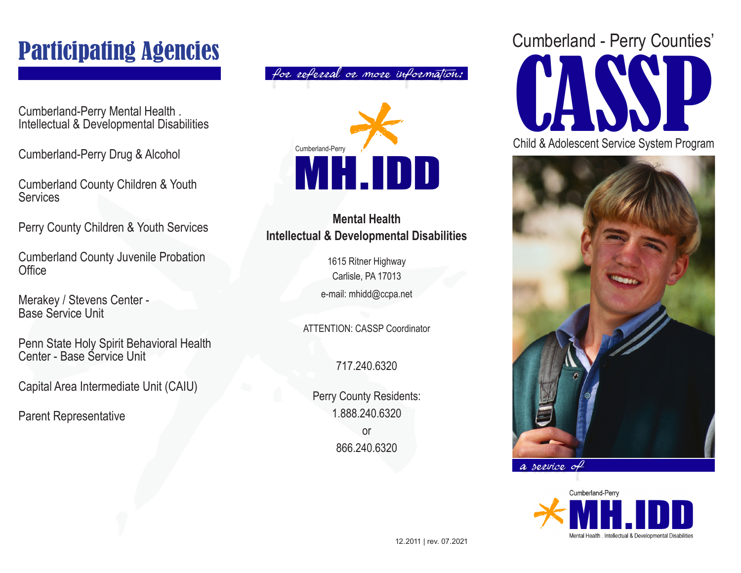# Participating Agencies

Cumberland-Perry Mental Health . Intellectual & Developmental Disabilities

Cumberland-Perry Drug & Alcohol

Cumberland County Children & Youth Services

Perry County Children & Youth Services

Cumberland County Juvenile Probation Office

Merakey / Stevens Center - Base Service Unit

Penn State Holy Spirit Behavioral Health Center - Base Service Unit

Capital Area Intermediate Unit (CAIU)

Parent Representative

*for referral or more information:*

Cumberland-Perry

**MH.IDD**

**Mental Health**
**Intellectual & Developmental Disabilities**

1615 Ritner Highway
Carlisle, PA 17013
e-mail: mhidd@ccpa.net

ATTENTION: CASSP Coordinator

717.240.6320

Perry County Residents:
1.888.240.6320
or
866.240.6320

12.2011 | rev. 07.2021

Cumberland - Perry Counties'

# CASSP

Child & Adolescent Service System Program

*a service of*

Cumberland-Perry
**MH.IDD**
Mental Health . Intellectual & Developmental Disabilities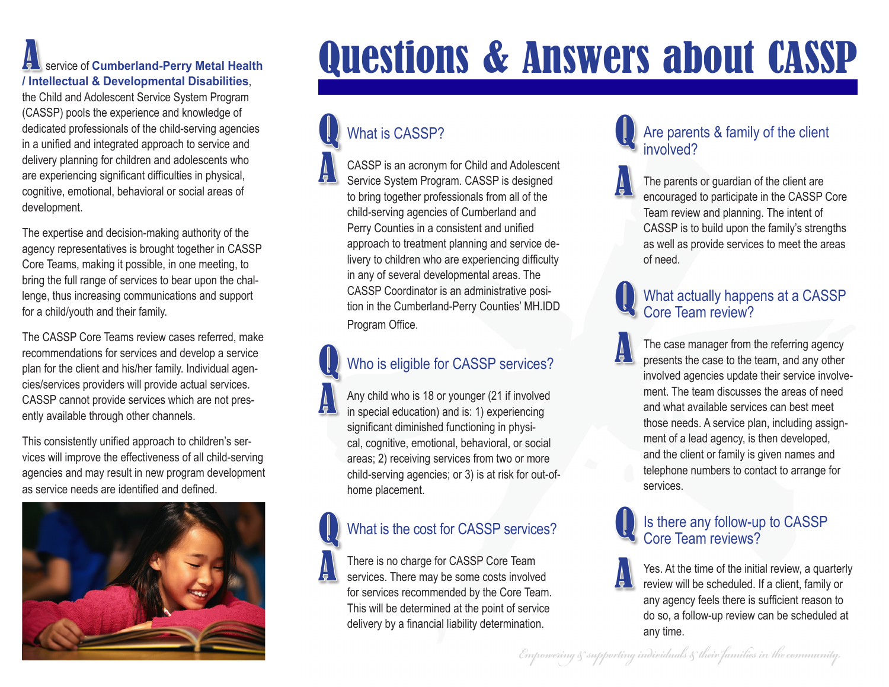A service of **Cumberland-Perry Metal Health / Intellectual & Developmental Disabilities**, the Child and Adolescent Service System Program (CASSP) pools the experience and knowledge of dedicated professionals of the child-serving agencies in a unified and integrated approach to service and delivery planning for children and adolescents who are experiencing significant difficulties in physical, cognitive, emotional, behavioral or social areas of development.

The expertise and decision-making authority of the agency representatives is brought together in CASSP Core Teams, making it possible, in one meeting, to bring the full range of services to bear upon the challenge, thus increasing communications and support for a child/youth and their family.

The CASSP Core Teams review cases referred, make recommendations for services and develop a service plan for the client and his/her family. Individual agencies/services providers will provide actual services. CASSP cannot provide services which are not presently available through other channels.

This consistently unified approach to children's services will improve the effectiveness of all child-serving agencies and may result in new program development as service needs are identified and defined.

# Questions & Answers about CASSP

## Q: What is CASSP?

**A:** CASSP is an acronym for Child and Adolescent Service System Program. CASSP is designed to bring together professionals from all of the child-serving agencies of Cumberland and Perry Counties in a consistent and unified approach to treatment planning and service delivery to children who are experiencing difficulty in any of several developmental areas. The CASSP Coordinator is an administrative position in the Cumberland-Perry Counties' MH.IDD Program Office.

## Q: Who is eligible for CASSP services?

**A:** Any child who is 18 or younger (21 if involved in special education) and is: 1) experiencing significant diminished functioning in physical, cognitive, emotional, behavioral, or social areas; 2) receiving services from two or more child-serving agencies; or 3) is at risk for out-of-home placement.

## Q: What is the cost for CASSP services?

**A:** There is no charge for CASSP Core Team services. There may be some costs involved for services recommended by the Core Team. This will be determined at the point of service delivery by a financial liability determination.

## Q: Are parents & family of the client involved?

**A:** The parents or guardian of the client are encouraged to participate in the CASSP Core Team review and planning. The intent of CASSP is to build upon the family's strengths as well as provide services to meet the areas of need.

## Q: What actually happens at a CASSP Core Team review?

**A:** The case manager from the referring agency presents the case to the team, and any other involved agencies update their service involvement. The team discusses the areas of need and what available services can best meet those needs. A service plan, including assignment of a lead agency, is then developed, and the client or family is given names and telephone numbers to contact to arrange for services.

## Q: Is there any follow-up to CASSP Core Team reviews?

**A:** Yes. At the time of the initial review, a quarterly review will be scheduled. If a client, family or any agency feels there is sufficient reason to do so, a follow-up review can be scheduled at any time.

*Empowering & supporting individuals & their families in the community.*